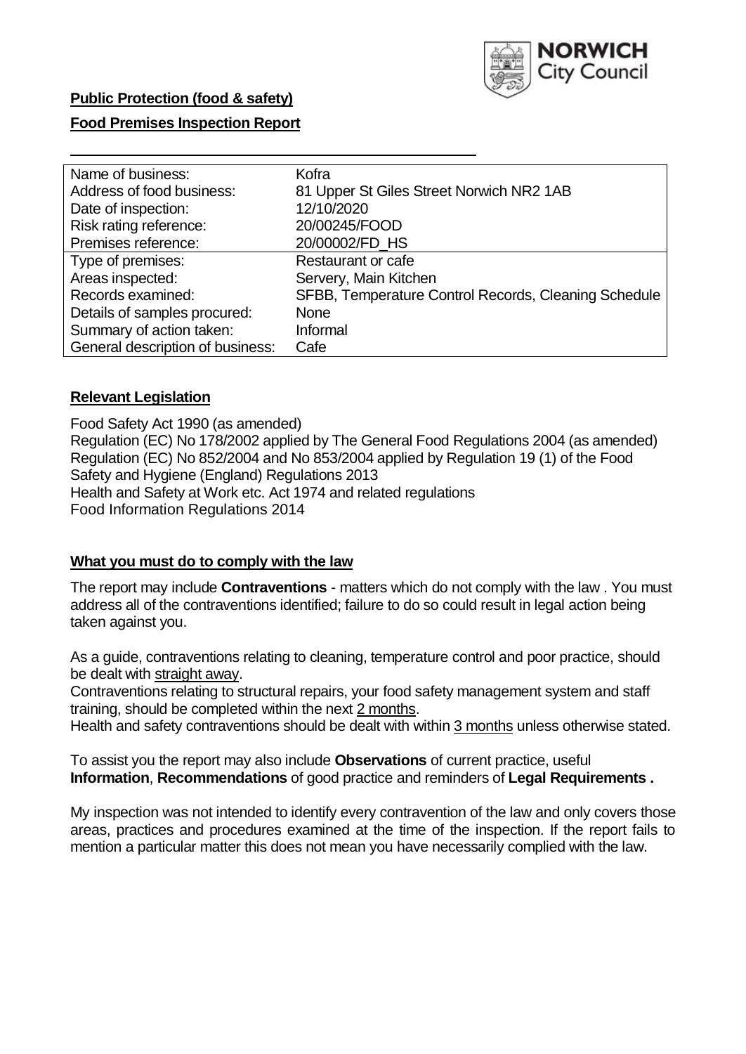**Public Protection (food & safety)**

**Food Premises Inspection Report**

| Name of business: | Kofra |
|---|---|
| Address of food business: | 81 Upper St Giles Street Norwich NR2 1AB |
| Date of inspection: | 12/10/2020 |
| Risk rating reference: | 20/00245/FOOD |
| Premises reference: | 20/00002/FD_HS |
| Type of premises: | Restaurant or cafe |
| Areas inspected: | Servery, Main Kitchen |
| Records examined: | SFBB, Temperature Control Records, Cleaning Schedule |
| Details of samples procured: | None |
| Summary of action taken: | Informal |
| General description of business: | Cafe |

**Relevant Legislation**

Food Safety Act 1990 (as amended)
Regulation (EC) No 178/2002 applied by The General Food Regulations 2004 (as amended)
Regulation (EC) No 852/2004 and No 853/2004 applied by Regulation 19 (1) of the Food Safety and Hygiene (England) Regulations 2013
Health and Safety at Work etc. Act 1974 and related regulations
Food Information Regulations 2014

**What you must do to comply with the law**

The report may include **Contraventions** - matters which do not comply with the law . You must address all of the contraventions identified; failure to do so could result in legal action being taken against you.

As a guide, contraventions relating to cleaning, temperature control and poor practice, should be dealt with straight away.

Contraventions relating to structural repairs, your food safety management system and staff training, should be completed within the next 2 months.

Health and safety contraventions should be dealt with within 3 months unless otherwise stated.

To assist you the report may also include **Observations** of current practice, useful **Information**, **Recommendations** of good practice and reminders of **Legal Requirements .**

My inspection was not intended to identify every contravention of the law and only covers those areas, practices and procedures examined at the time of the inspection. If the report fails to mention a particular matter this does not mean you have necessarily complied with the law.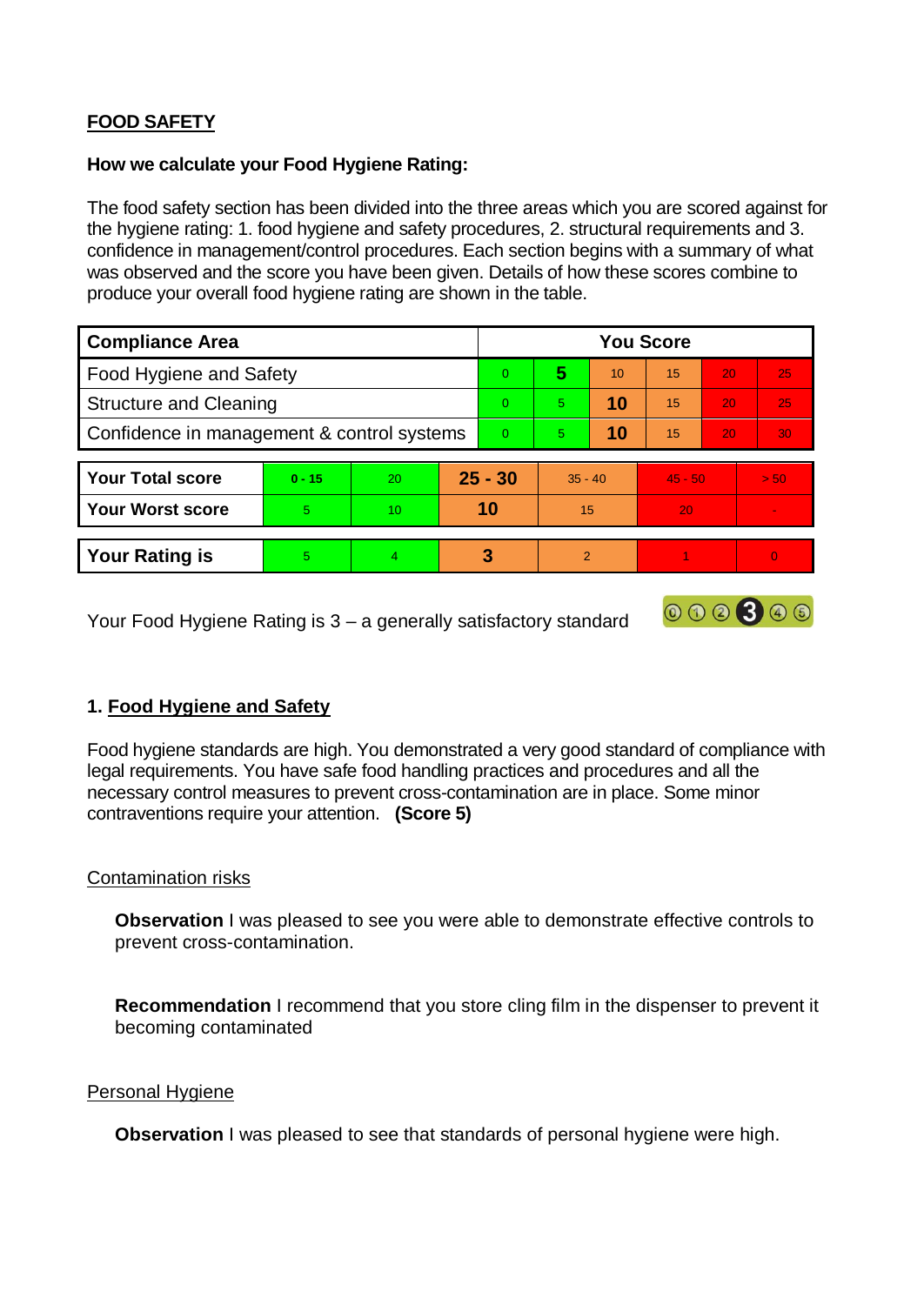**FOOD SAFETY**

**How we calculate your Food Hygiene Rating:**

The food safety section has been divided into the three areas which you are scored against for the hygiene rating: 1. food hygiene and safety procedures, 2. structural requirements and 3. confidence in management/control procedures. Each section begins with a summary of what was observed and the score you have been given. Details of how these scores combine to produce your overall food hygiene rating are shown in the table.

| Compliance Area | You Score | | | | | |
|---|---|---|---|---|---|---|
| Food Hygiene and Safety | 0 | **5** | 10 | 15 | 20 | 25 |
| Structure and Cleaning | 0 | 5 | **10** | 15 | 20 | 25 |
| Confidence in management & control systems | 0 | 5 | **10** | 15 | 20 | 30 |

| | | | | | | |
|---|---|---|---|---|---|---|
| **Your Total score** | 0 - 15 | 20 | **25 - 30** | 35 - 40 | 45 - 50 | > 50 |
| **Your Worst score** | 5 | 10 | **10** | 15 | 20 | - |
| **Your Rating is** | 5 | 4 | **3** | 2 | 1 | 0 |

Your Food Hygiene Rating is 3 – a generally satisfactory standard

## 1. Food Hygiene and Safety

Food hygiene standards are high. You demonstrated a very good standard of compliance with legal requirements. You have safe food handling practices and procedures and all the necessary control measures to prevent cross-contamination are in place. Some minor contraventions require your attention. **(Score 5)**

### Contamination risks

**Observation** I was pleased to see you were able to demonstrate effective controls to prevent cross-contamination.

**Recommendation** I recommend that you store cling film in the dispenser to prevent it becoming contaminated

### Personal Hygiene

**Observation** I was pleased to see that standards of personal hygiene were high.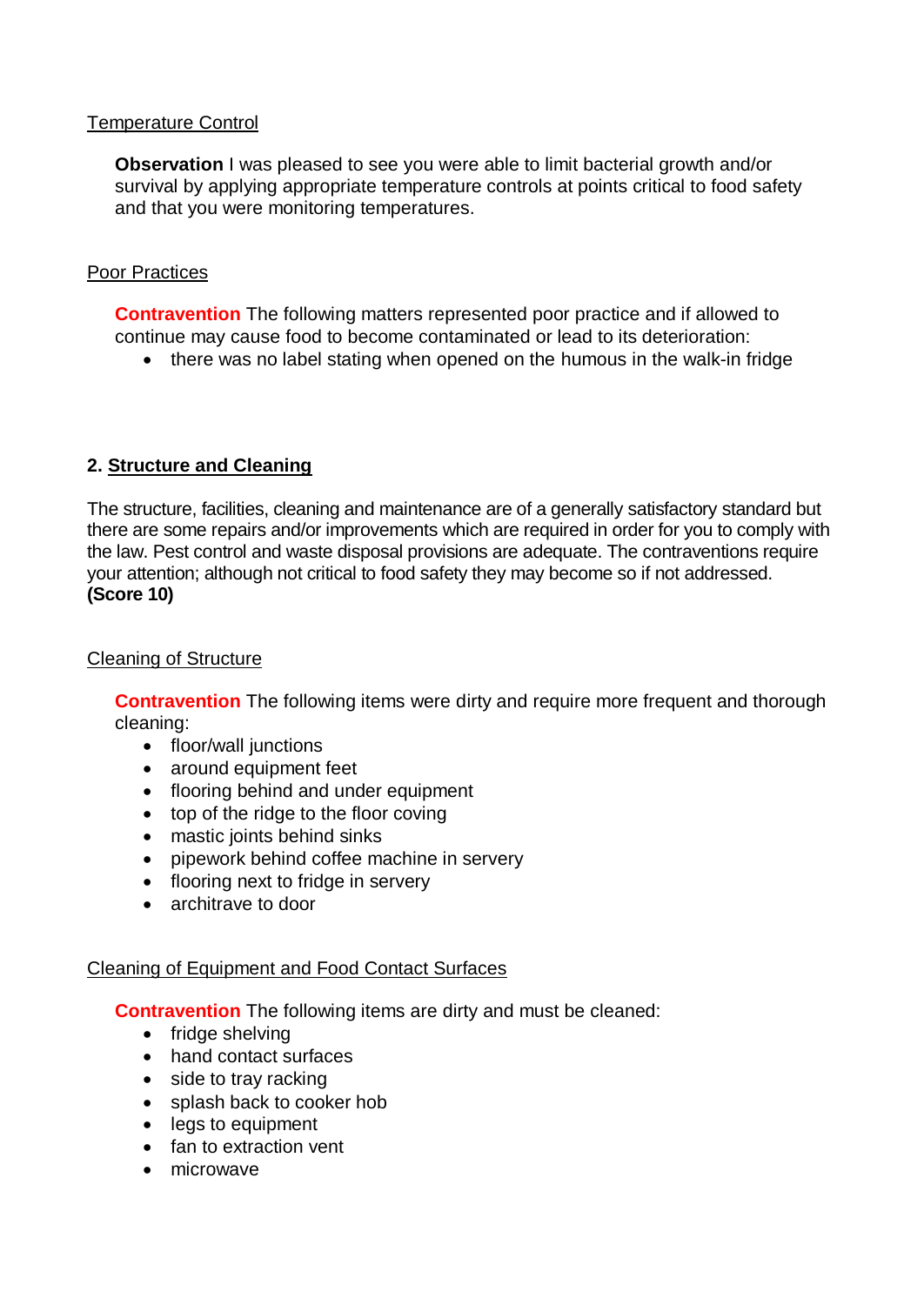Temperature Control

**Observation** I was pleased to see you were able to limit bacterial growth and/or survival by applying appropriate temperature controls at points critical to food safety and that you were monitoring temperatures.

Poor Practices

**Contravention** The following matters represented poor practice and if allowed to continue may cause food to become contaminated or lead to its deterioration:

- there was no label stating when opened on the humous in the walk-in fridge

## 2. Structure and Cleaning

The structure, facilities, cleaning and maintenance are of a generally satisfactory standard but there are some repairs and/or improvements which are required in order for you to comply with the law. Pest control and waste disposal provisions are adequate. The contraventions require your attention; although not critical to food safety they may become so if not addressed.
**(Score 10)**

Cleaning of Structure

**Contravention** The following items were dirty and require more frequent and thorough cleaning:

- floor/wall junctions
- around equipment feet
- flooring behind and under equipment
- top of the ridge to the floor coving
- mastic joints behind sinks
- pipework behind coffee machine in servery
- flooring next to fridge in servery
- architrave to door

Cleaning of Equipment and Food Contact Surfaces

**Contravention** The following items are dirty and must be cleaned:

- fridge shelving
- hand contact surfaces
- side to tray racking
- splash back to cooker hob
- legs to equipment
- fan to extraction vent
- microwave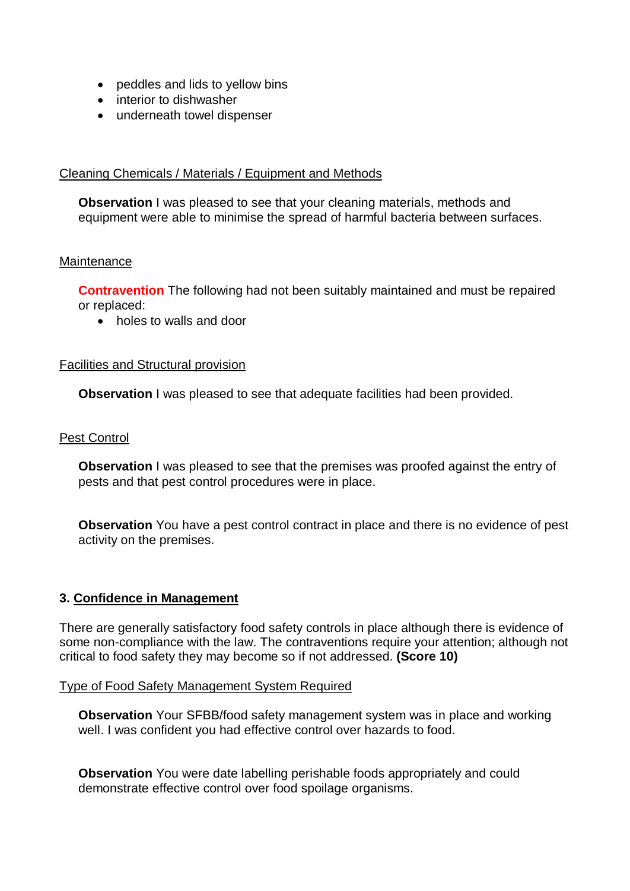- peddles and lids to yellow bins
- interior to dishwasher
- underneath towel dispenser

Cleaning Chemicals / Materials / Equipment and Methods

**Observation** I was pleased to see that your cleaning materials, methods and equipment were able to minimise the spread of harmful bacteria between surfaces.

Maintenance

**Contravention** The following had not been suitably maintained and must be repaired or replaced:

- holes to walls and door

Facilities and Structural provision

**Observation** I was pleased to see that adequate facilities had been provided.

Pest Control

**Observation** I was pleased to see that the premises was proofed against the entry of pests and that pest control procedures were in place.

**Observation** You have a pest control contract in place and there is no evidence of pest activity on the premises.

## 3. Confidence in Management

There are generally satisfactory food safety controls in place although there is evidence of some non-compliance with the law. The contraventions require your attention; although not critical to food safety they may become so if not addressed. **(Score 10)**

Type of Food Safety Management System Required

**Observation** Your SFBB/food safety management system was in place and working well. I was confident you had effective control over hazards to food.

**Observation** You were date labelling perishable foods appropriately and could demonstrate effective control over food spoilage organisms.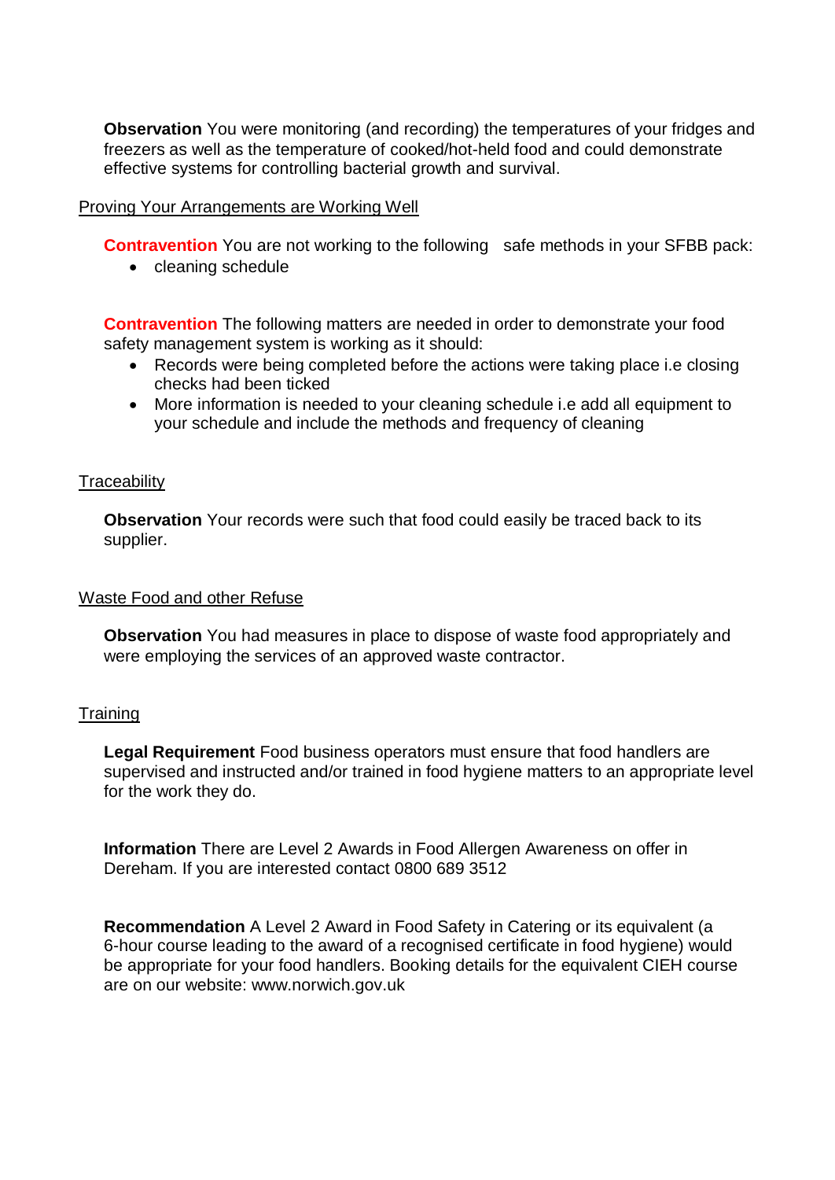**Observation** You were monitoring (and recording) the temperatures of your fridges and freezers as well as the temperature of cooked/hot-held food and could demonstrate effective systems for controlling bacterial growth and survival.

<u>Proving Your Arrangements are Working Well</u>

**Contravention** You are not working to the following safe methods in your SFBB pack:

- cleaning schedule

**Contravention** The following matters are needed in order to demonstrate your food safety management system is working as it should:

- Records were being completed before the actions were taking place i.e closing checks had been ticked
- More information is needed to your cleaning schedule i.e add all equipment to your schedule and include the methods and frequency of cleaning

<u>Traceability</u>

**Observation** Your records were such that food could easily be traced back to its supplier.

<u>Waste Food and other Refuse</u>

**Observation** You had measures in place to dispose of waste food appropriately and were employing the services of an approved waste contractor.

<u>Training</u>

**Legal Requirement** Food business operators must ensure that food handlers are supervised and instructed and/or trained in food hygiene matters to an appropriate level for the work they do.

**Information** There are Level 2 Awards in Food Allergen Awareness on offer in Dereham. If you are interested contact 0800 689 3512

**Recommendation** A Level 2 Award in Food Safety in Catering or its equivalent (a 6-hour course leading to the award of a recognised certificate in food hygiene) would be appropriate for your food handlers. Booking details for the equivalent CIEH course are on our website: www.norwich.gov.uk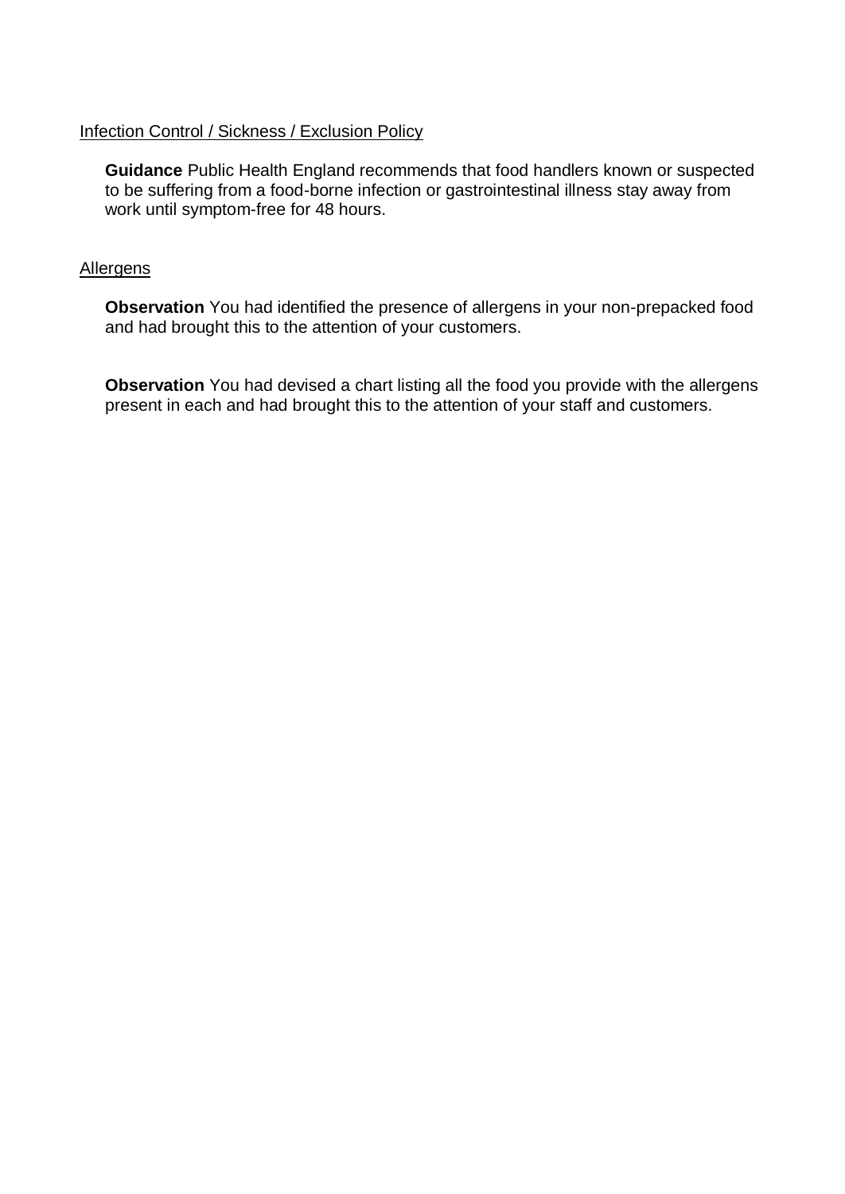Infection Control / Sickness / Exclusion Policy

**Guidance** Public Health England recommends that food handlers known or suspected to be suffering from a food-borne infection or gastrointestinal illness stay away from work until symptom-free for 48 hours.

Allergens

**Observation** You had identified the presence of allergens in your non-prepacked food and had brought this to the attention of your customers.

**Observation** You had devised a chart listing all the food you provide with the allergens present in each and had brought this to the attention of your staff and customers.